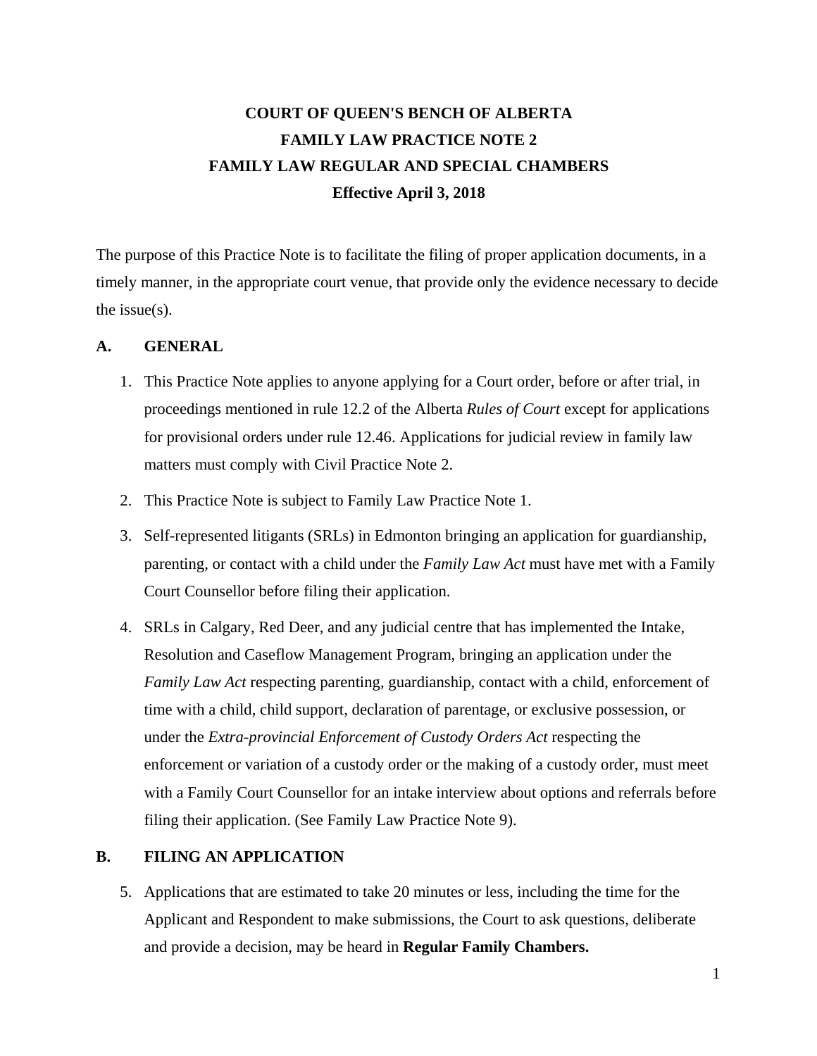# COURT OF QUEEN'S BENCH OF ALBERTA
# FAMILY LAW PRACTICE NOTE 2
# FAMILY LAW REGULAR AND SPECIAL CHAMBERS
**Effective April 3, 2018**

The purpose of this Practice Note is to facilitate the filing of proper application documents, in a timely manner, in the appropriate court venue, that provide only the evidence necessary to decide the issue(s).

## A. GENERAL

1. This Practice Note applies to anyone applying for a Court order, before or after trial, in proceedings mentioned in rule 12.2 of the Alberta *Rules of Court* except for applications for provisional orders under rule 12.46. Applications for judicial review in family law matters must comply with Civil Practice Note 2.
2. This Practice Note is subject to Family Law Practice Note 1.
3. Self-represented litigants (SRLs) in Edmonton bringing an application for guardianship, parenting, or contact with a child under the *Family Law Act* must have met with a Family Court Counsellor before filing their application.
4. SRLs in Calgary, Red Deer, and any judicial centre that has implemented the Intake, Resolution and Caseflow Management Program, bringing an application under the *Family Law Act* respecting parenting, guardianship, contact with a child, enforcement of time with a child, child support, declaration of parentage, or exclusive possession, or under the *Extra-provincial Enforcement of Custody Orders Act* respecting the enforcement or variation of a custody order or the making of a custody order, must meet with a Family Court Counsellor for an intake interview about options and referrals before filing their application. (See Family Law Practice Note 9).

## B. FILING AN APPLICATION

5. Applications that are estimated to take 20 minutes or less, including the time for the Applicant and Respondent to make submissions, the Court to ask questions, deliberate and provide a decision, may be heard in **Regular Family Chambers.**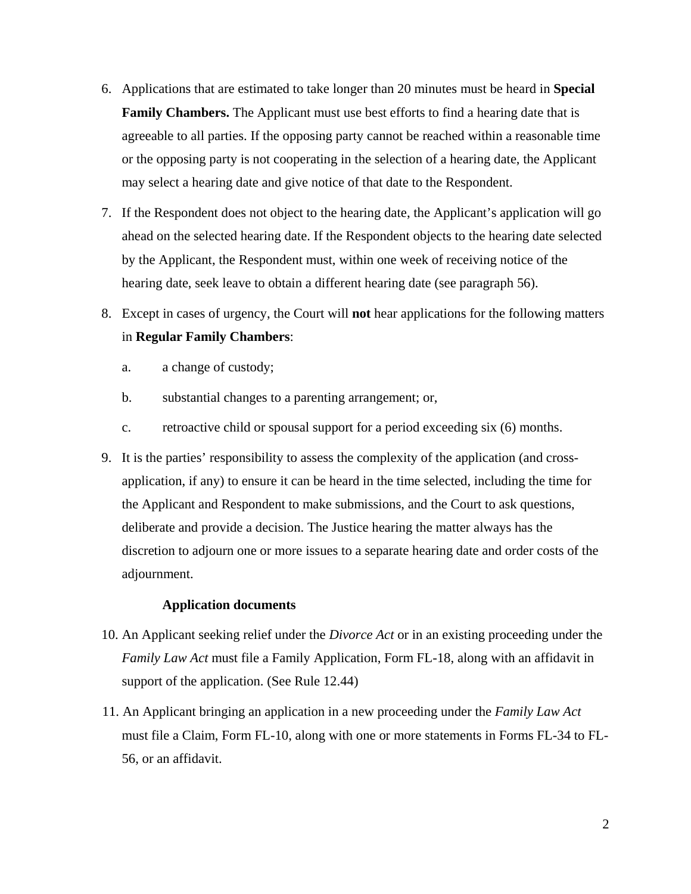6. Applications that are estimated to take longer than 20 minutes must be heard in **Special Family Chambers.** The Applicant must use best efforts to find a hearing date that is agreeable to all parties. If the opposing party cannot be reached within a reasonable time or the opposing party is not cooperating in the selection of a hearing date, the Applicant may select a hearing date and give notice of that date to the Respondent.

7. If the Respondent does not object to the hearing date, the Applicant's application will go ahead on the selected hearing date. If the Respondent objects to the hearing date selected by the Applicant, the Respondent must, within one week of receiving notice of the hearing date, seek leave to obtain a different hearing date (see paragraph 56).

8. Except in cases of urgency, the Court will **not** hear applications for the following matters in **Regular Family Chambers**:

   a. a change of custody;

   b. substantial changes to a parenting arrangement; or,

   c. retroactive child or spousal support for a period exceeding six (6) months.

9. It is the parties' responsibility to assess the complexity of the application (and cross-application, if any) to ensure it can be heard in the time selected, including the time for the Applicant and Respondent to make submissions, and the Court to ask questions, deliberate and provide a decision. The Justice hearing the matter always has the discretion to adjourn one or more issues to a separate hearing date and order costs of the adjournment.

### Application documents

10. An Applicant seeking relief under the *Divorce Act* or in an existing proceeding under the *Family Law Act* must file a Family Application, Form FL-18, along with an affidavit in support of the application. (See Rule 12.44)

11. An Applicant bringing an application in a new proceeding under the *Family Law Act* must file a Claim, Form FL-10, along with one or more statements in Forms FL-34 to FL-56, or an affidavit.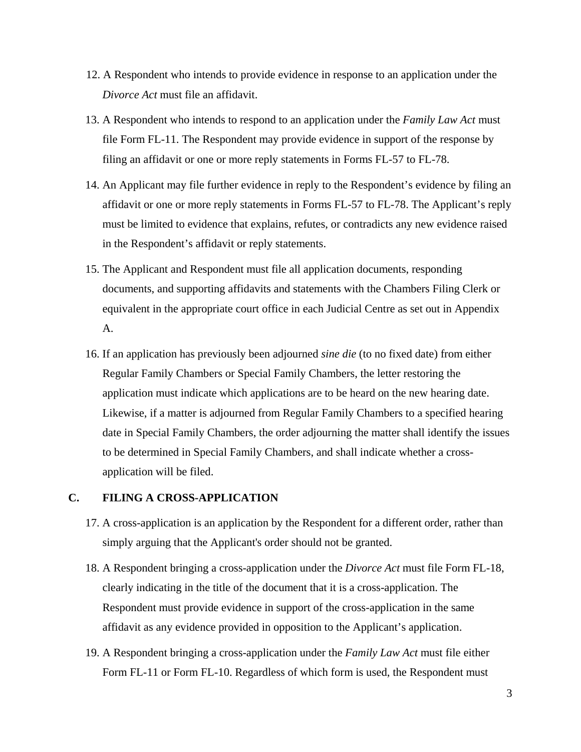12. A Respondent who intends to provide evidence in response to an application under the *Divorce Act* must file an affidavit.

13. A Respondent who intends to respond to an application under the *Family Law Act* must file Form FL-11. The Respondent may provide evidence in support of the response by filing an affidavit or one or more reply statements in Forms FL-57 to FL-78.

14. An Applicant may file further evidence in reply to the Respondent's evidence by filing an affidavit or one or more reply statements in Forms FL-57 to FL-78. The Applicant's reply must be limited to evidence that explains, refutes, or contradicts any new evidence raised in the Respondent's affidavit or reply statements.

15. The Applicant and Respondent must file all application documents, responding documents, and supporting affidavits and statements with the Chambers Filing Clerk or equivalent in the appropriate court office in each Judicial Centre as set out in Appendix A.

16. If an application has previously been adjourned *sine die* (to no fixed date) from either Regular Family Chambers or Special Family Chambers, the letter restoring the application must indicate which applications are to be heard on the new hearing date. Likewise, if a matter is adjourned from Regular Family Chambers to a specified hearing date in Special Family Chambers, the order adjourning the matter shall identify the issues to be determined in Special Family Chambers, and shall indicate whether a cross-application will be filed.

## C. FILING A CROSS-APPLICATION

17. A cross-application is an application by the Respondent for a different order, rather than simply arguing that the Applicant's order should not be granted.

18. A Respondent bringing a cross-application under the *Divorce Act* must file Form FL-18, clearly indicating in the title of the document that it is a cross-application. The Respondent must provide evidence in support of the cross-application in the same affidavit as any evidence provided in opposition to the Applicant's application.

19. A Respondent bringing a cross-application under the *Family Law Act* must file either Form FL-11 or Form FL-10. Regardless of which form is used, the Respondent must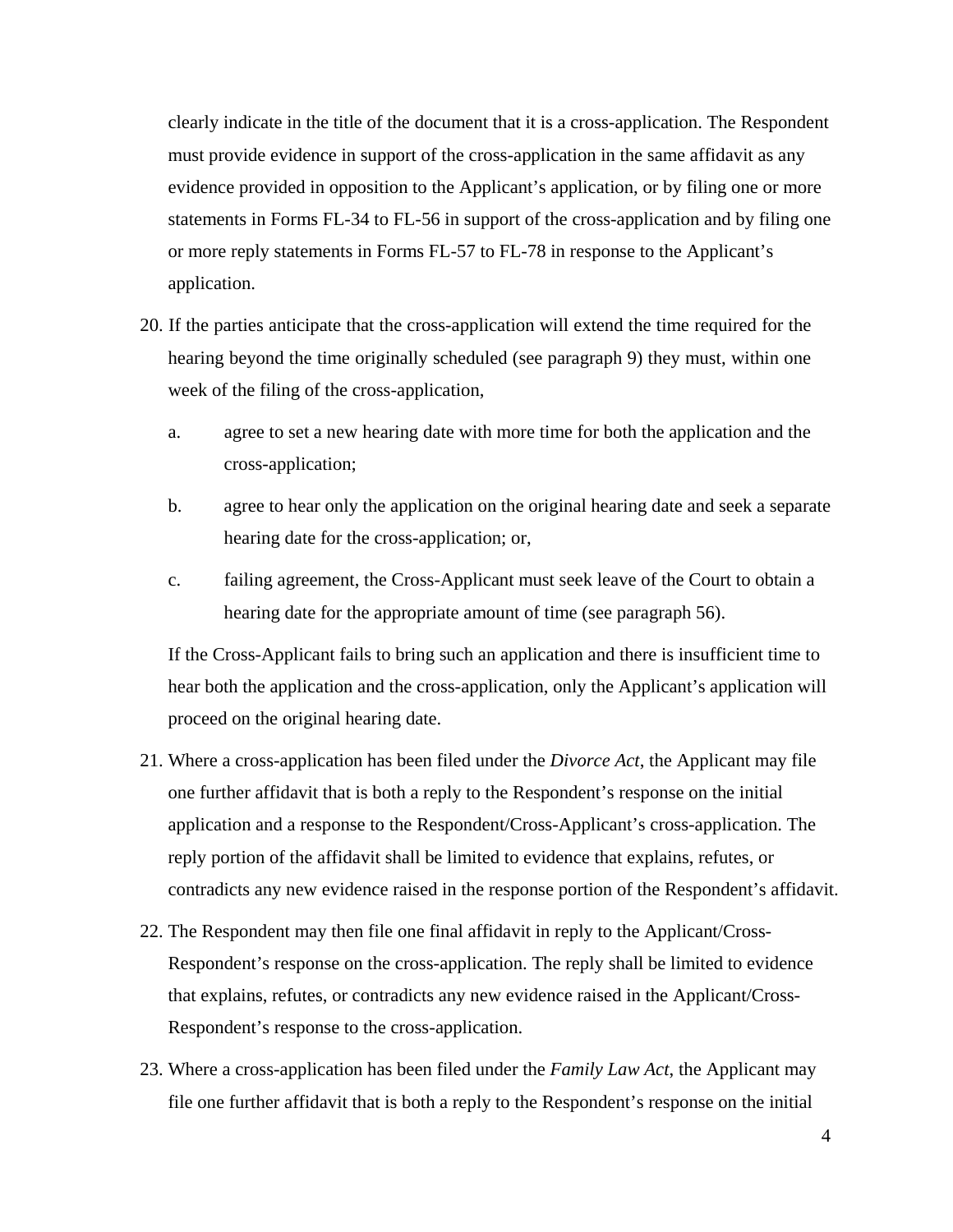clearly indicate in the title of the document that it is a cross-application. The Respondent must provide evidence in support of the cross-application in the same affidavit as any evidence provided in opposition to the Applicant's application, or by filing one or more statements in Forms FL-34 to FL-56 in support of the cross-application and by filing one or more reply statements in Forms FL-57 to FL-78 in response to the Applicant's application.

20. If the parties anticipate that the cross-application will extend the time required for the hearing beyond the time originally scheduled (see paragraph 9) they must, within one week of the filing of the cross-application,

    a. agree to set a new hearing date with more time for both the application and the cross-application;

    b. agree to hear only the application on the original hearing date and seek a separate hearing date for the cross-application; or,

    c. failing agreement, the Cross-Applicant must seek leave of the Court to obtain a hearing date for the appropriate amount of time (see paragraph 56).

    If the Cross-Applicant fails to bring such an application and there is insufficient time to hear both the application and the cross-application, only the Applicant's application will proceed on the original hearing date.

21. Where a cross-application has been filed under the *Divorce Act*, the Applicant may file one further affidavit that is both a reply to the Respondent's response on the initial application and a response to the Respondent/Cross-Applicant's cross-application. The reply portion of the affidavit shall be limited to evidence that explains, refutes, or contradicts any new evidence raised in the response portion of the Respondent's affidavit.

22. The Respondent may then file one final affidavit in reply to the Applicant/Cross-Respondent's response on the cross-application. The reply shall be limited to evidence that explains, refutes, or contradicts any new evidence raised in the Applicant/Cross-Respondent's response to the cross-application.

23. Where a cross-application has been filed under the *Family Law Act*, the Applicant may file one further affidavit that is both a reply to the Respondent's response on the initial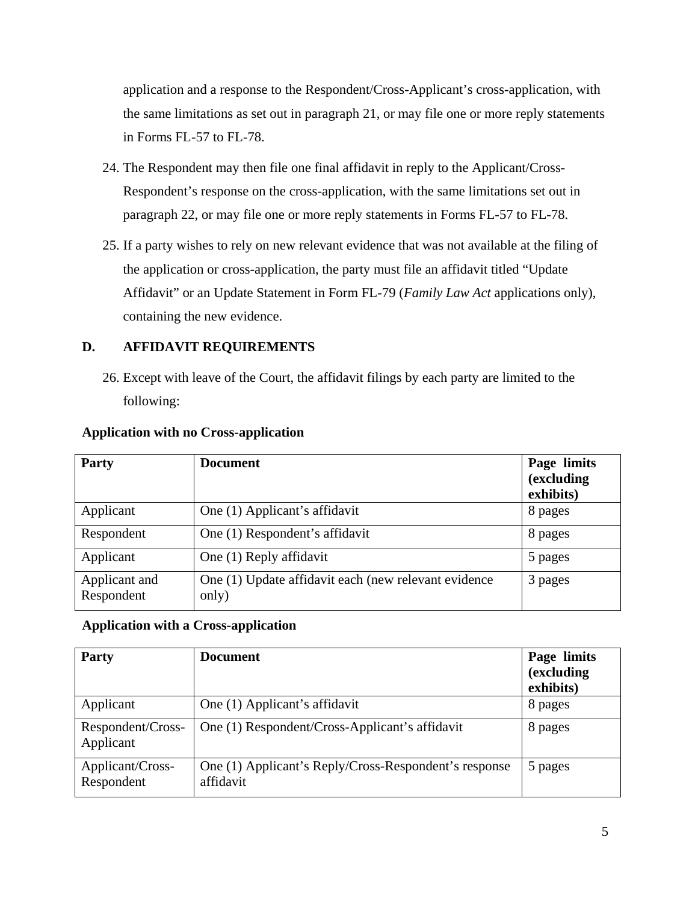application and a response to the Respondent/Cross-Applicant's cross-application, with the same limitations as set out in paragraph 21, or may file one or more reply statements in Forms FL-57 to FL-78.

24. The Respondent may then file one final affidavit in reply to the Applicant/Cross-Respondent's response on the cross-application, with the same limitations set out in paragraph 22, or may file one or more reply statements in Forms FL-57 to FL-78.

25. If a party wishes to rely on new relevant evidence that was not available at the filing of the application or cross-application, the party must file an affidavit titled "Update Affidavit" or an Update Statement in Form FL-79 (*Family Law Act* applications only), containing the new evidence.

## D. AFFIDAVIT REQUIREMENTS

26. Except with leave of the Court, the affidavit filings by each party are limited to the following:

**Application with no Cross-application**

| Party | Document | Page limits (excluding exhibits) |
|---|---|---|
| Applicant | One (1) Applicant's affidavit | 8 pages |
| Respondent | One (1) Respondent's affidavit | 8 pages |
| Applicant | One (1) Reply affidavit | 5 pages |
| Applicant and Respondent | One (1) Update affidavit each (new relevant evidence only) | 3 pages |

**Application with a Cross-application**

| Party | Document | Page limits (excluding exhibits) |
|---|---|---|
| Applicant | One (1) Applicant's affidavit | 8 pages |
| Respondent/Cross-Applicant | One (1) Respondent/Cross-Applicant's affidavit | 8 pages |
| Applicant/Cross-Respondent | One (1) Applicant's Reply/Cross-Respondent's response affidavit | 5 pages |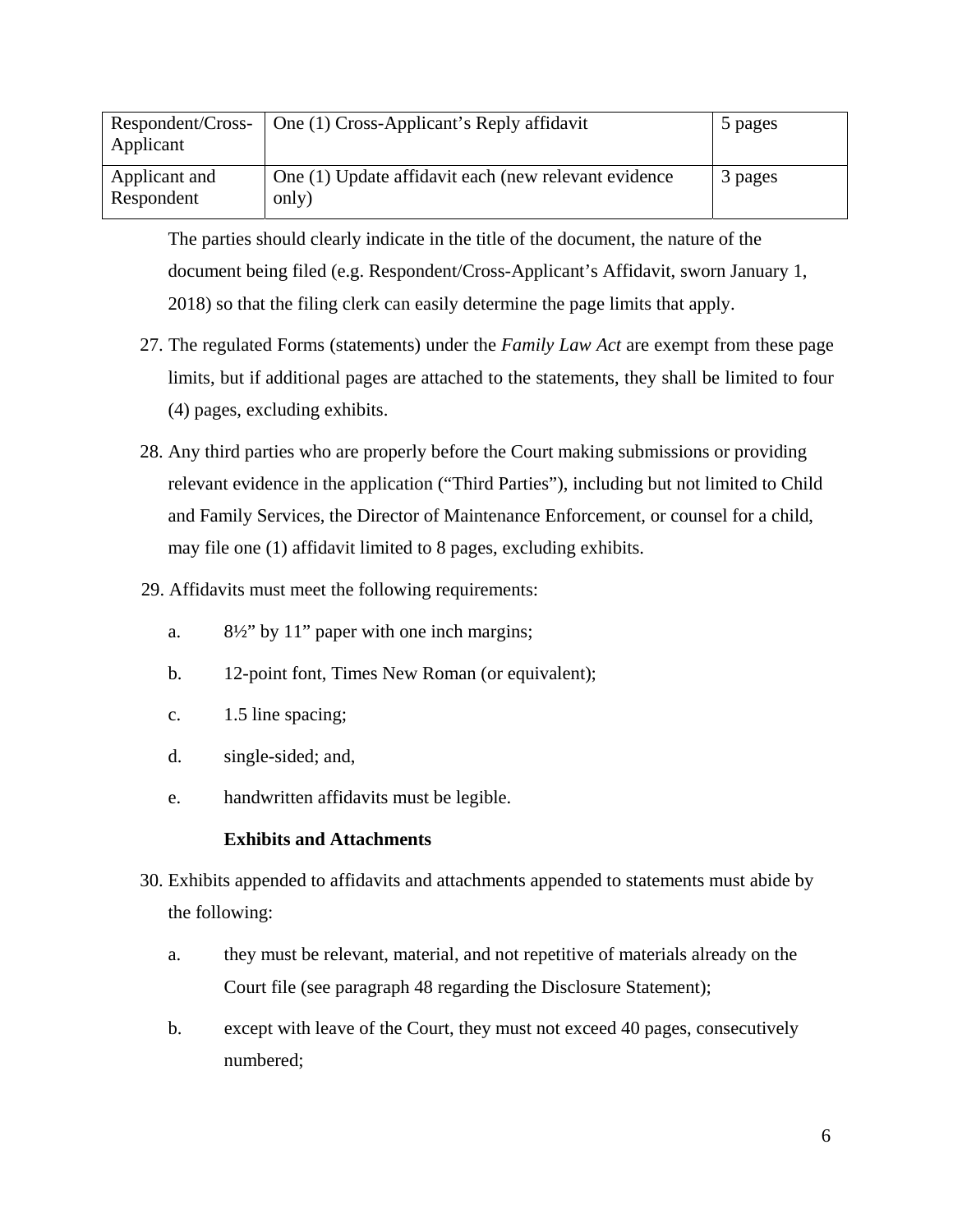| Respondent/Cross-Applicant | One (1) Cross-Applicant's Reply affidavit | 5 pages |
|---|---|---|
| Applicant and Respondent | One (1) Update affidavit each (new relevant evidence only) | 3 pages |

The parties should clearly indicate in the title of the document, the nature of the document being filed (e.g. Respondent/Cross-Applicant's Affidavit, sworn January 1, 2018) so that the filing clerk can easily determine the page limits that apply.

27. The regulated Forms (statements) under the *Family Law Act* are exempt from these page limits, but if additional pages are attached to the statements, they shall be limited to four (4) pages, excluding exhibits.

28. Any third parties who are properly before the Court making submissions or providing relevant evidence in the application ("Third Parties"), including but not limited to Child and Family Services, the Director of Maintenance Enforcement, or counsel for a child, may file one (1) affidavit limited to 8 pages, excluding exhibits.

29. Affidavits must meet the following requirements:

    a. 8½" by 11" paper with one inch margins;

    b. 12-point font, Times New Roman (or equivalent);

    c. 1.5 line spacing;

    d. single-sided; and,

    e. handwritten affidavits must be legible.

**Exhibits and Attachments**

30. Exhibits appended to affidavits and attachments appended to statements must abide by the following:

    a. they must be relevant, material, and not repetitive of materials already on the Court file (see paragraph 48 regarding the Disclosure Statement);

    b. except with leave of the Court, they must not exceed 40 pages, consecutively numbered;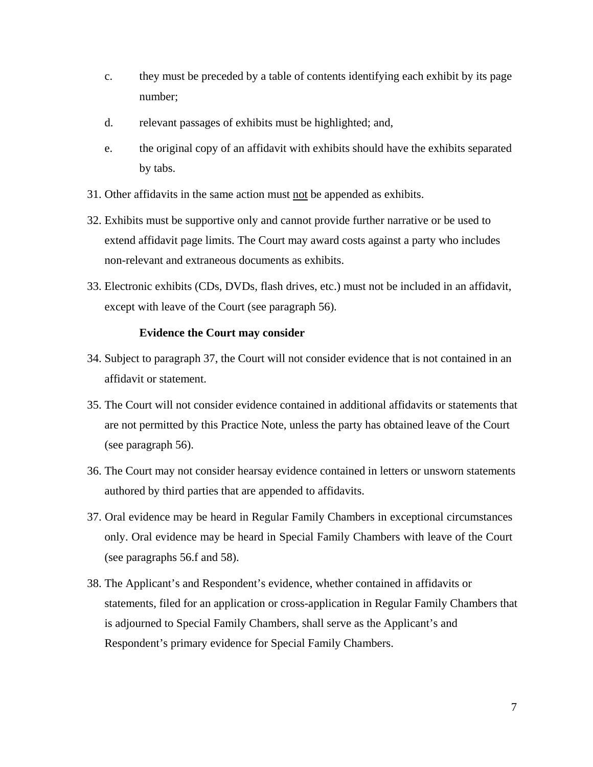c. they must be preceded by a table of contents identifying each exhibit by its page number;

d. relevant passages of exhibits must be highlighted; and,

e. the original copy of an affidavit with exhibits should have the exhibits separated by tabs.

31. Other affidavits in the same action must <u>not</u> be appended as exhibits.

32. Exhibits must be supportive only and cannot provide further narrative or be used to extend affidavit page limits. The Court may award costs against a party who includes non-relevant and extraneous documents as exhibits.

33. Electronic exhibits (CDs, DVDs, flash drives, etc.) must not be included in an affidavit, except with leave of the Court (see paragraph 56).

**Evidence the Court may consider**

34. Subject to paragraph 37, the Court will not consider evidence that is not contained in an affidavit or statement.

35. The Court will not consider evidence contained in additional affidavits or statements that are not permitted by this Practice Note, unless the party has obtained leave of the Court (see paragraph 56).

36. The Court may not consider hearsay evidence contained in letters or unsworn statements authored by third parties that are appended to affidavits.

37. Oral evidence may be heard in Regular Family Chambers in exceptional circumstances only. Oral evidence may be heard in Special Family Chambers with leave of the Court (see paragraphs 56.f and 58).

38. The Applicant's and Respondent's evidence, whether contained in affidavits or statements, filed for an application or cross-application in Regular Family Chambers that is adjourned to Special Family Chambers, shall serve as the Applicant's and Respondent's primary evidence for Special Family Chambers.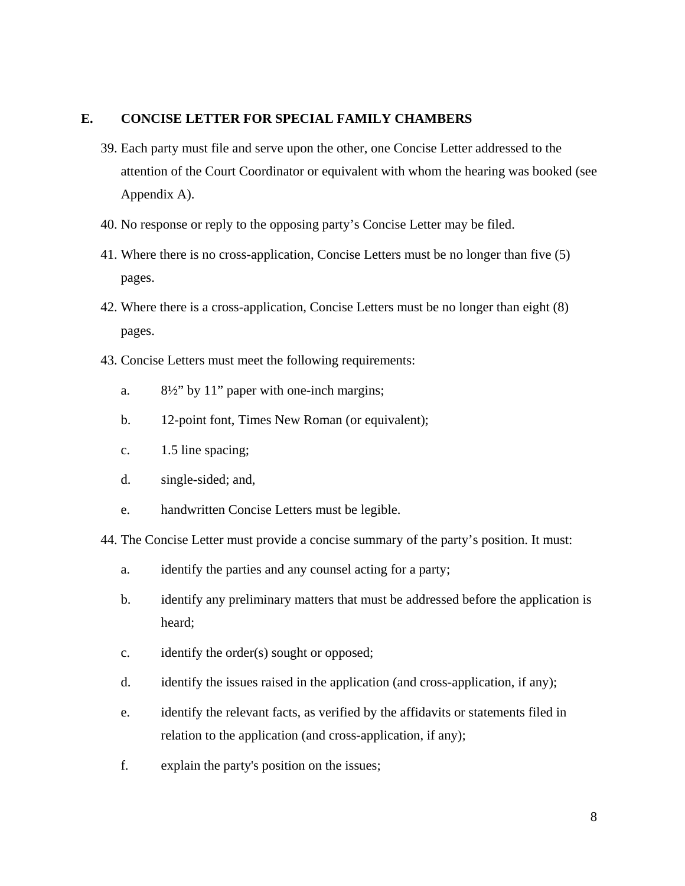## E. CONCISE LETTER FOR SPECIAL FAMILY CHAMBERS

39. Each party must file and serve upon the other, one Concise Letter addressed to the attention of the Court Coordinator or equivalent with whom the hearing was booked (see Appendix A).

40. No response or reply to the opposing party's Concise Letter may be filed.

41. Where there is no cross-application, Concise Letters must be no longer than five (5) pages.

42. Where there is a cross-application, Concise Letters must be no longer than eight (8) pages.

43. Concise Letters must meet the following requirements:

    a. 8½" by 11" paper with one-inch margins;

    b. 12-point font, Times New Roman (or equivalent);

    c. 1.5 line spacing;

    d. single-sided; and,

    e. handwritten Concise Letters must be legible.

44. The Concise Letter must provide a concise summary of the party's position. It must:

    a. identify the parties and any counsel acting for a party;

    b. identify any preliminary matters that must be addressed before the application is heard;

    c. identify the order(s) sought or opposed;

    d. identify the issues raised in the application (and cross-application, if any);

    e. identify the relevant facts, as verified by the affidavits or statements filed in relation to the application (and cross-application, if any);

    f. explain the party's position on the issues;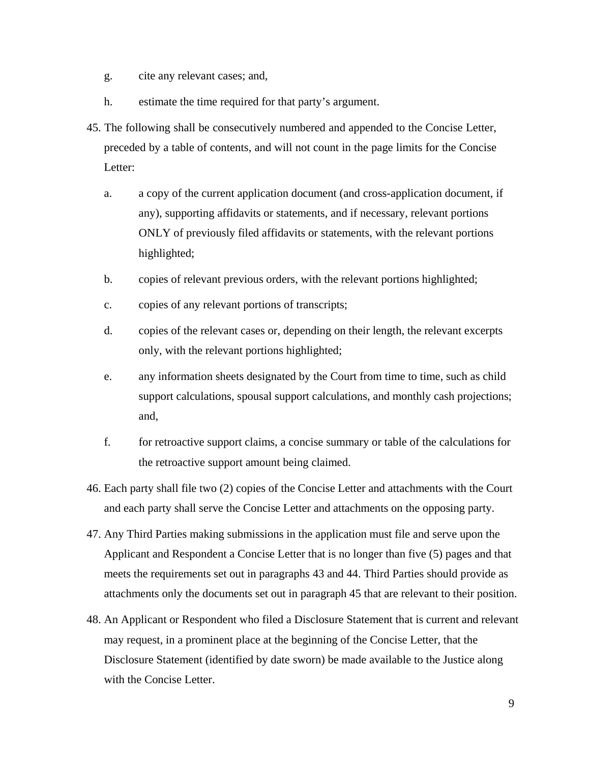g. cite any relevant cases; and,

   h. estimate the time required for that party's argument.

45. The following shall be consecutively numbered and appended to the Concise Letter, preceded by a table of contents, and will not count in the page limits for the Concise Letter:

   a. a copy of the current application document (and cross-application document, if any), supporting affidavits or statements, and if necessary, relevant portions ONLY of previously filed affidavits or statements, with the relevant portions highlighted;

   b. copies of relevant previous orders, with the relevant portions highlighted;

   c. copies of any relevant portions of transcripts;

   d. copies of the relevant cases or, depending on their length, the relevant excerpts only, with the relevant portions highlighted;

   e. any information sheets designated by the Court from time to time, such as child support calculations, spousal support calculations, and monthly cash projections; and,

   f. for retroactive support claims, a concise summary or table of the calculations for the retroactive support amount being claimed.

46. Each party shall file two (2) copies of the Concise Letter and attachments with the Court and each party shall serve the Concise Letter and attachments on the opposing party.

47. Any Third Parties making submissions in the application must file and serve upon the Applicant and Respondent a Concise Letter that is no longer than five (5) pages and that meets the requirements set out in paragraphs 43 and 44. Third Parties should provide as attachments only the documents set out in paragraph 45 that are relevant to their position.

48. An Applicant or Respondent who filed a Disclosure Statement that is current and relevant may request, in a prominent place at the beginning of the Concise Letter, that the Disclosure Statement (identified by date sworn) be made available to the Justice along with the Concise Letter.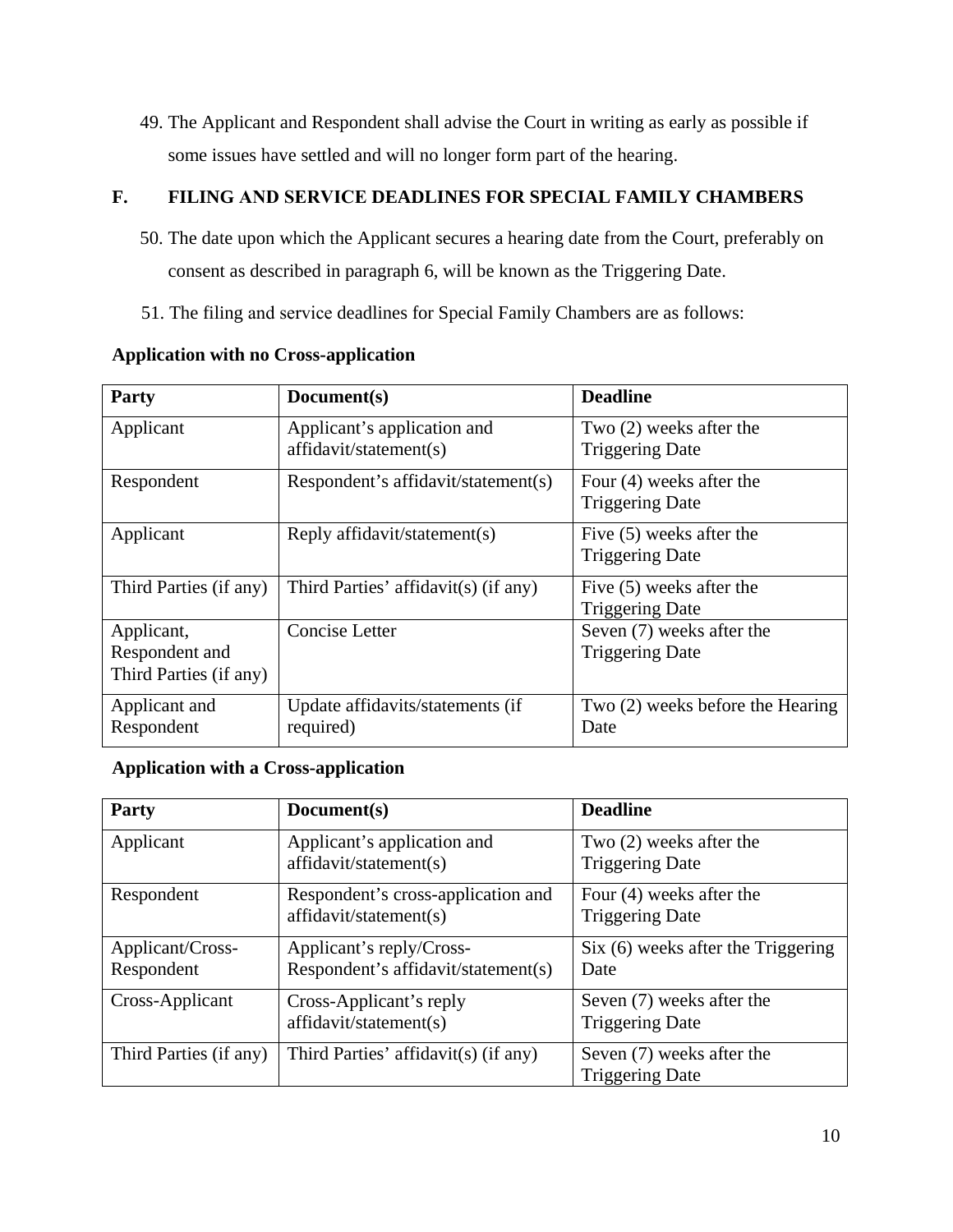49. The Applicant and Respondent shall advise the Court in writing as early as possible if some issues have settled and will no longer form part of the hearing.

## F. FILING AND SERVICE DEADLINES FOR SPECIAL FAMILY CHAMBERS

50. The date upon which the Applicant secures a hearing date from the Court, preferably on consent as described in paragraph 6, will be known as the Triggering Date.

51. The filing and service deadlines for Special Family Chambers are as follows:

**Application with no Cross-application**

| Party | Document(s) | Deadline |
|---|---|---|
| Applicant | Applicant's application and affidavit/statement(s) | Two (2) weeks after the Triggering Date |
| Respondent | Respondent's affidavit/statement(s) | Four (4) weeks after the Triggering Date |
| Applicant | Reply affidavit/statement(s) | Five (5) weeks after the Triggering Date |
| Third Parties (if any) | Third Parties' affidavit(s) (if any) | Five (5) weeks after the Triggering Date |
| Applicant, Respondent and Third Parties (if any) | Concise Letter | Seven (7) weeks after the Triggering Date |
| Applicant and Respondent | Update affidavits/statements (if required) | Two (2) weeks before the Hearing Date |

**Application with a Cross-application**

| Party | Document(s) | Deadline |
|---|---|---|
| Applicant | Applicant's application and affidavit/statement(s) | Two (2) weeks after the Triggering Date |
| Respondent | Respondent's cross-application and affidavit/statement(s) | Four (4) weeks after the Triggering Date |
| Applicant/Cross-Respondent | Applicant's reply/Cross-Respondent's affidavit/statement(s) | Six (6) weeks after the Triggering Date |
| Cross-Applicant | Cross-Applicant's reply affidavit/statement(s) | Seven (7) weeks after the Triggering Date |
| Third Parties (if any) | Third Parties' affidavit(s) (if any) | Seven (7) weeks after the Triggering Date |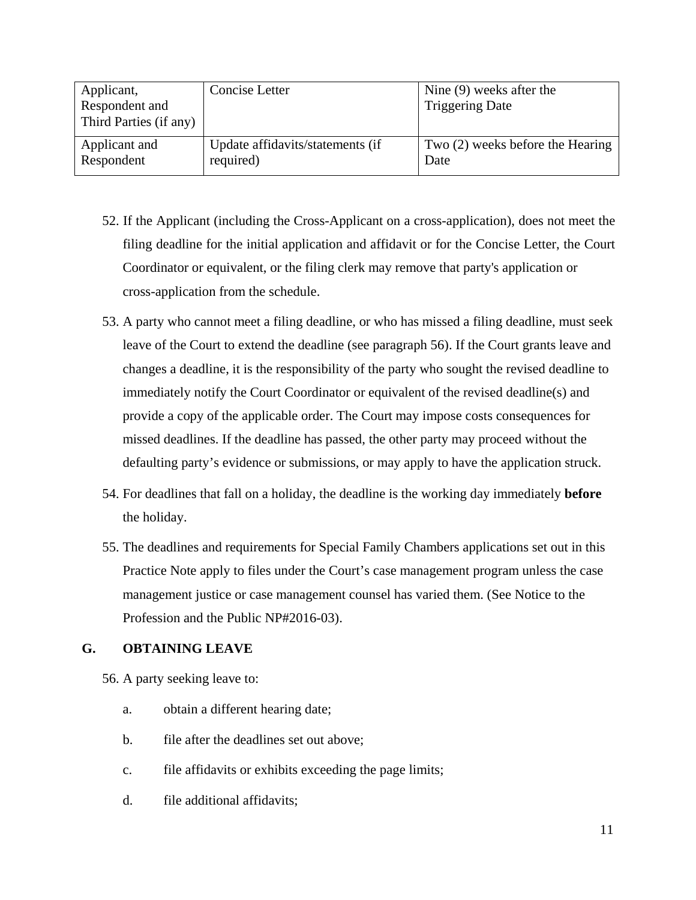| Applicant, Respondent and Third Parties (if any) | Concise Letter | Nine (9) weeks after the Triggering Date |
|---|---|---|
| Applicant and Respondent | Update affidavits/statements (if required) | Two (2) weeks before the Hearing Date |

52. If the Applicant (including the Cross-Applicant on a cross-application), does not meet the filing deadline for the initial application and affidavit or for the Concise Letter, the Court Coordinator or equivalent, or the filing clerk may remove that party's application or cross-application from the schedule.

53. A party who cannot meet a filing deadline, or who has missed a filing deadline, must seek leave of the Court to extend the deadline (see paragraph 56). If the Court grants leave and changes a deadline, it is the responsibility of the party who sought the revised deadline to immediately notify the Court Coordinator or equivalent of the revised deadline(s) and provide a copy of the applicable order. The Court may impose costs consequences for missed deadlines. If the deadline has passed, the other party may proceed without the defaulting party's evidence or submissions, or may apply to have the application struck.

54. For deadlines that fall on a holiday, the deadline is the working day immediately **before** the holiday.

55. The deadlines and requirements for Special Family Chambers applications set out in this Practice Note apply to files under the Court's case management program unless the case management justice or case management counsel has varied them. (See Notice to the Profession and the Public NP#2016-03).

## G. OBTAINING LEAVE

56. A party seeking leave to:

   a. obtain a different hearing date;

   b. file after the deadlines set out above;

   c. file affidavits or exhibits exceeding the page limits;

   d. file additional affidavits;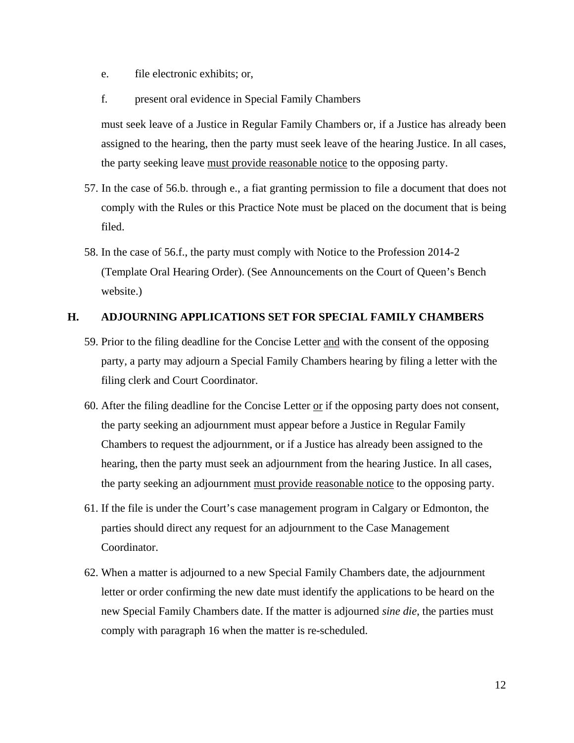e. file electronic exhibits; or,

f. present oral evidence in Special Family Chambers

must seek leave of a Justice in Regular Family Chambers or, if a Justice has already been assigned to the hearing, then the party must seek leave of the hearing Justice. In all cases, the party seeking leave <u>must provide reasonable notice</u> to the opposing party.

57. In the case of 56.b. through e., a fiat granting permission to file a document that does not comply with the Rules or this Practice Note must be placed on the document that is being filed.

58. In the case of 56.f., the party must comply with Notice to the Profession 2014-2 (Template Oral Hearing Order). (See Announcements on the Court of Queen's Bench website.)

## H. ADJOURNING APPLICATIONS SET FOR SPECIAL FAMILY CHAMBERS

59. Prior to the filing deadline for the Concise Letter <u>and</u> with the consent of the opposing party, a party may adjourn a Special Family Chambers hearing by filing a letter with the filing clerk and Court Coordinator.

60. After the filing deadline for the Concise Letter <u>or</u> if the opposing party does not consent, the party seeking an adjournment must appear before a Justice in Regular Family Chambers to request the adjournment, or if a Justice has already been assigned to the hearing, then the party must seek an adjournment from the hearing Justice. In all cases, the party seeking an adjournment <u>must provide reasonable notice</u> to the opposing party.

61. If the file is under the Court's case management program in Calgary or Edmonton, the parties should direct any request for an adjournment to the Case Management Coordinator.

62. When a matter is adjourned to a new Special Family Chambers date, the adjournment letter or order confirming the new date must identify the applications to be heard on the new Special Family Chambers date. If the matter is adjourned *sine die*, the parties must comply with paragraph 16 when the matter is re-scheduled.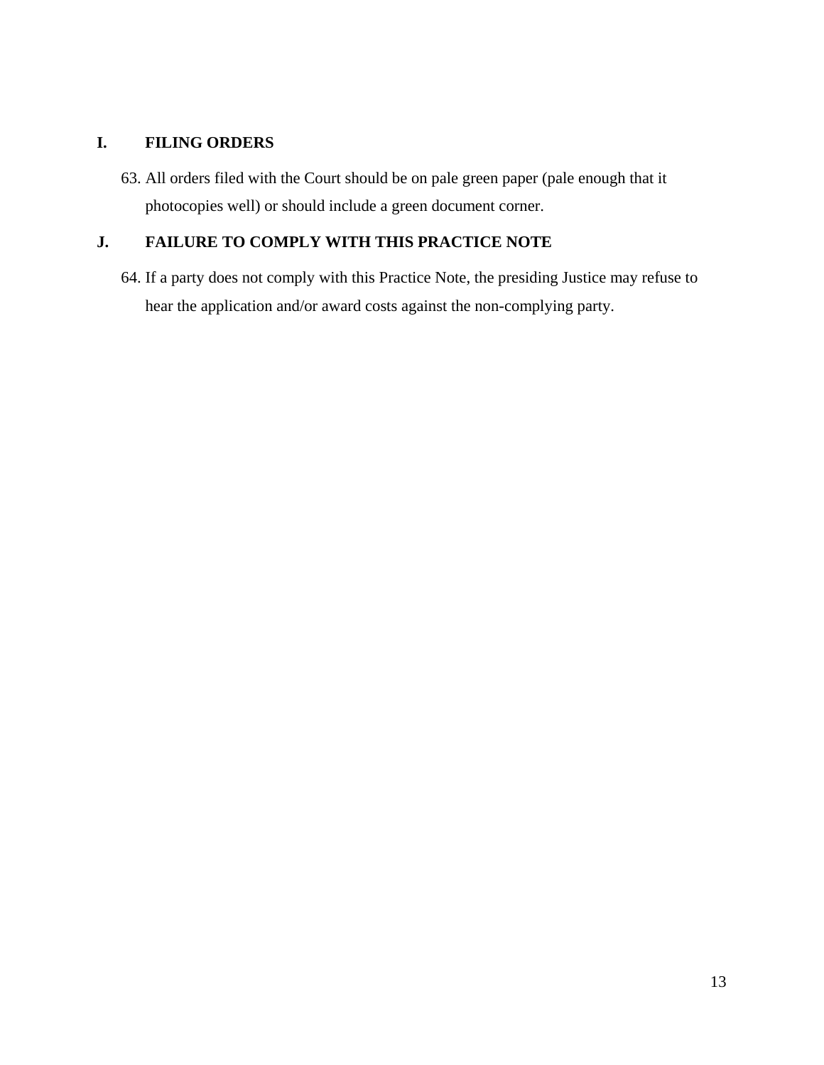## I. FILING ORDERS

63. All orders filed with the Court should be on pale green paper (pale enough that it photocopies well) or should include a green document corner.

## J. FAILURE TO COMPLY WITH THIS PRACTICE NOTE

64. If a party does not comply with this Practice Note, the presiding Justice may refuse to hear the application and/or award costs against the non-complying party.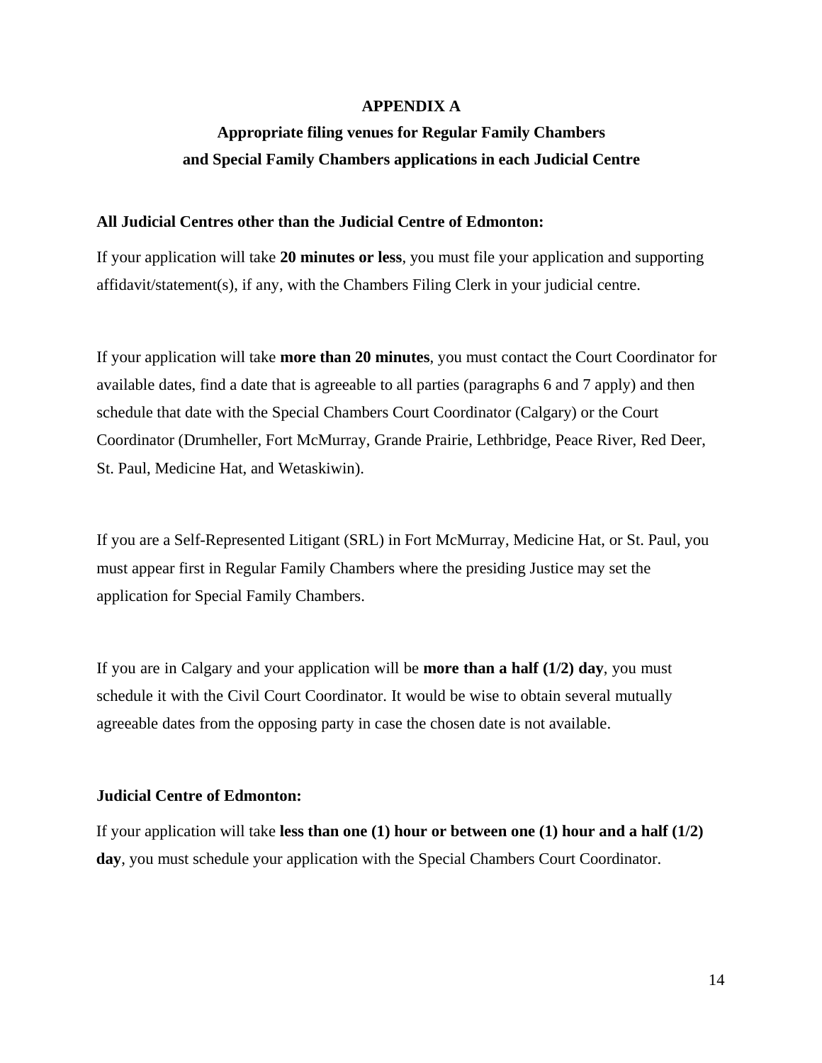# APPENDIX A

## Appropriate filing venues for Regular Family Chambers and Special Family Chambers applications in each Judicial Centre

**All Judicial Centres other than the Judicial Centre of Edmonton:**

If your application will take **20 minutes or less**, you must file your application and supporting affidavit/statement(s), if any, with the Chambers Filing Clerk in your judicial centre.

If your application will take **more than 20 minutes**, you must contact the Court Coordinator for available dates, find a date that is agreeable to all parties (paragraphs 6 and 7 apply) and then schedule that date with the Special Chambers Court Coordinator (Calgary) or the Court Coordinator (Drumheller, Fort McMurray, Grande Prairie, Lethbridge, Peace River, Red Deer, St. Paul, Medicine Hat, and Wetaskiwin).

If you are a Self-Represented Litigant (SRL) in Fort McMurray, Medicine Hat, or St. Paul, you must appear first in Regular Family Chambers where the presiding Justice may set the application for Special Family Chambers.

If you are in Calgary and your application will be **more than a half (1/2) day**, you must schedule it with the Civil Court Coordinator. It would be wise to obtain several mutually agreeable dates from the opposing party in case the chosen date is not available.

**Judicial Centre of Edmonton:**

If your application will take **less than one (1) hour or between one (1) hour and a half (1/2) day**, you must schedule your application with the Special Chambers Court Coordinator.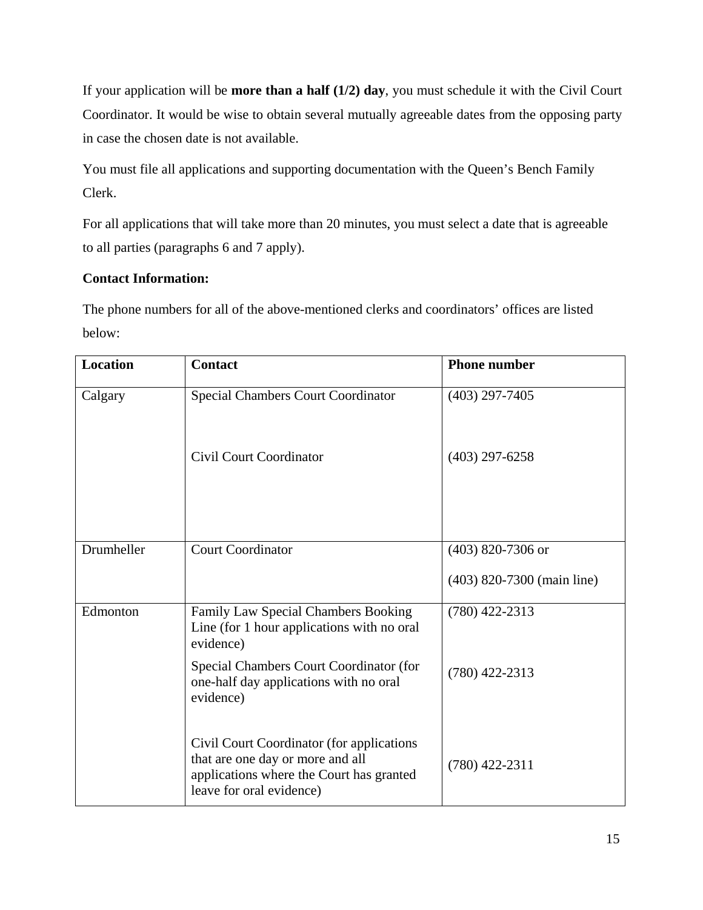If your application will be **more than a half (1/2) day**, you must schedule it with the Civil Court Coordinator. It would be wise to obtain several mutually agreeable dates from the opposing party in case the chosen date is not available.

You must file all applications and supporting documentation with the Queen's Bench Family Clerk.

For all applications that will take more than 20 minutes, you must select a date that is agreeable to all parties (paragraphs 6 and 7 apply).

**Contact Information:**

The phone numbers for all of the above-mentioned clerks and coordinators' offices are listed below:

| Location | Contact | Phone number |
|---|---|---|
| Calgary | Special Chambers Court Coordinator<br><br>Civil Court Coordinator | (403) 297-7405<br><br>(403) 297-6258 |
| Drumheller | Court Coordinator | (403) 820-7306 or<br>(403) 820-7300 (main line) |
| Edmonton | Family Law Special Chambers Booking Line (for 1 hour applications with no oral evidence)<br><br>Special Chambers Court Coordinator (for one-half day applications with no oral evidence)<br><br>Civil Court Coordinator (for applications that are one day or more and all applications where the Court has granted leave for oral evidence) | (780) 422-2313<br><br>(780) 422-2313<br><br>(780) 422-2311 |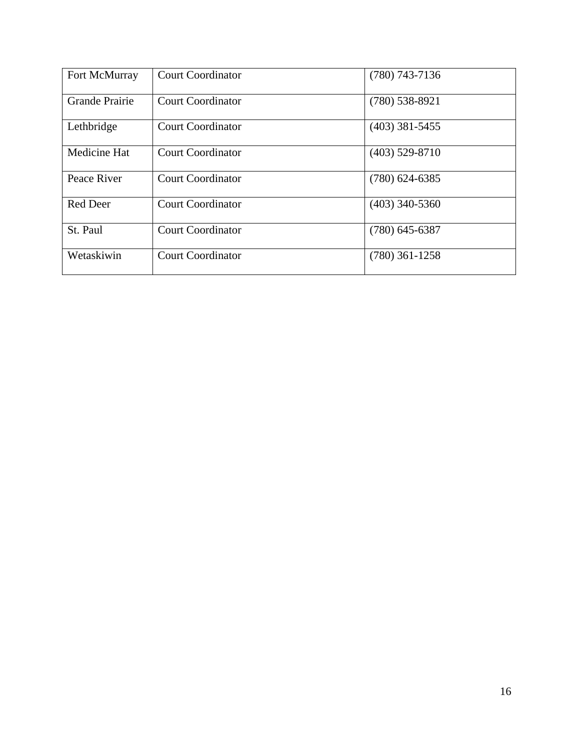| | | |
|---|---|---|
| Fort McMurray | Court Coordinator | (780) 743-7136 |
| Grande Prairie | Court Coordinator | (780) 538-8921 |
| Lethbridge | Court Coordinator | (403) 381-5455 |
| Medicine Hat | Court Coordinator | (403) 529-8710 |
| Peace River | Court Coordinator | (780) 624-6385 |
| Red Deer | Court Coordinator | (403) 340-5360 |
| St. Paul | Court Coordinator | (780) 645-6387 |
| Wetaskiwin | Court Coordinator | (780) 361-1258 |